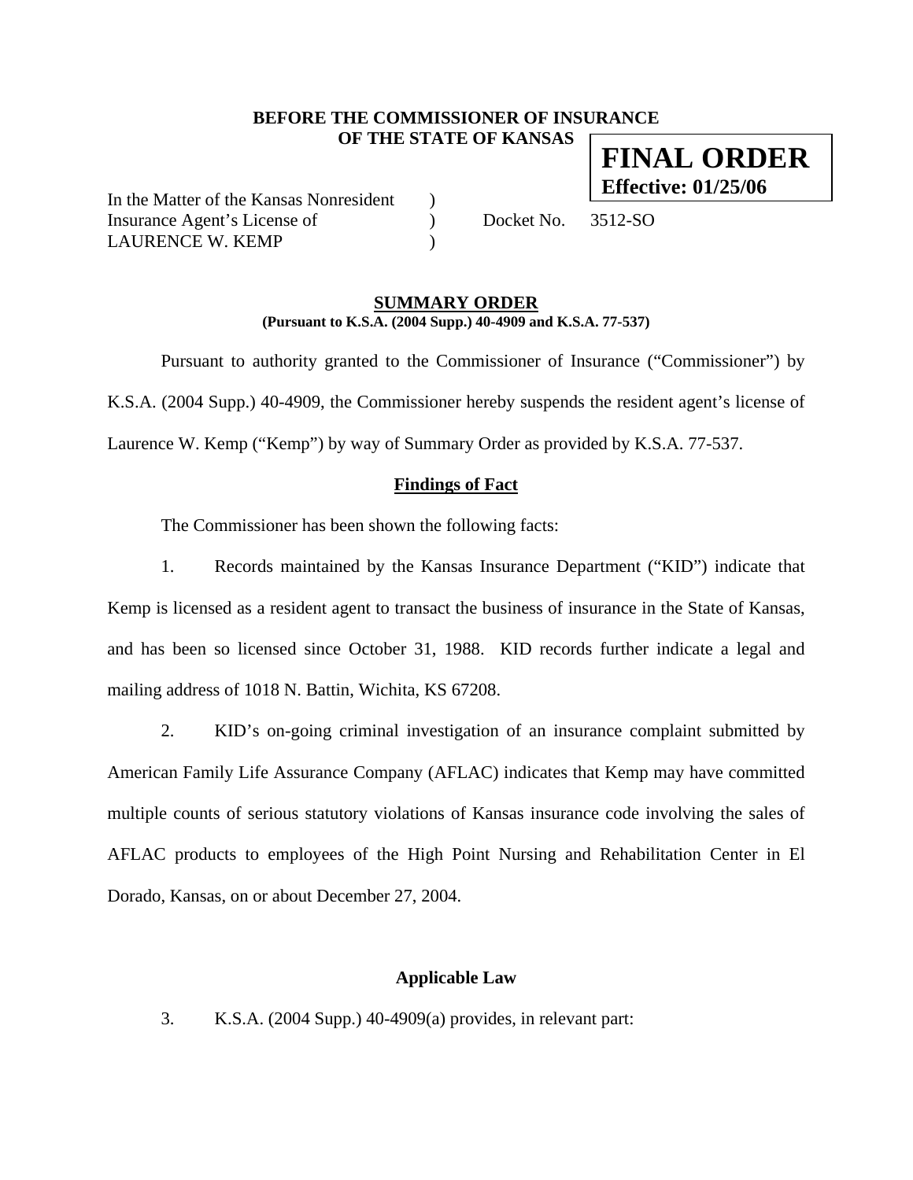**BEFORE THE COMMISSIONER OF INSURANCE**
**OF THE STATE OF KANSAS**

**FINAL ORDER**
**Effective: 01/25/06**

In the Matter of the Kansas Nonresident )
Insurance Agent's License of ) Docket No. 3512-SO
LAURENCE W. KEMP )

## SUMMARY ORDER

**(Pursuant to K.S.A. (2004 Supp.) 40-4909 and K.S.A. 77-537)**

Pursuant to authority granted to the Commissioner of Insurance ("Commissioner") by K.S.A. (2004 Supp.) 40-4909, the Commissioner hereby suspends the resident agent's license of Laurence W. Kemp ("Kemp") by way of Summary Order as provided by K.S.A. 77-537.

### Findings of Fact

The Commissioner has been shown the following facts:

1. Records maintained by the Kansas Insurance Department ("KID") indicate that Kemp is licensed as a resident agent to transact the business of insurance in the State of Kansas, and has been so licensed since October 31, 1988. KID records further indicate a legal and mailing address of 1018 N. Battin, Wichita, KS 67208.

2. KID's on-going criminal investigation of an insurance complaint submitted by American Family Life Assurance Company (AFLAC) indicates that Kemp may have committed multiple counts of serious statutory violations of Kansas insurance code involving the sales of AFLAC products to employees of the High Point Nursing and Rehabilitation Center in El Dorado, Kansas, on or about December 27, 2004.

### Applicable Law

3. K.S.A. (2004 Supp.) 40-4909(a) provides, in relevant part: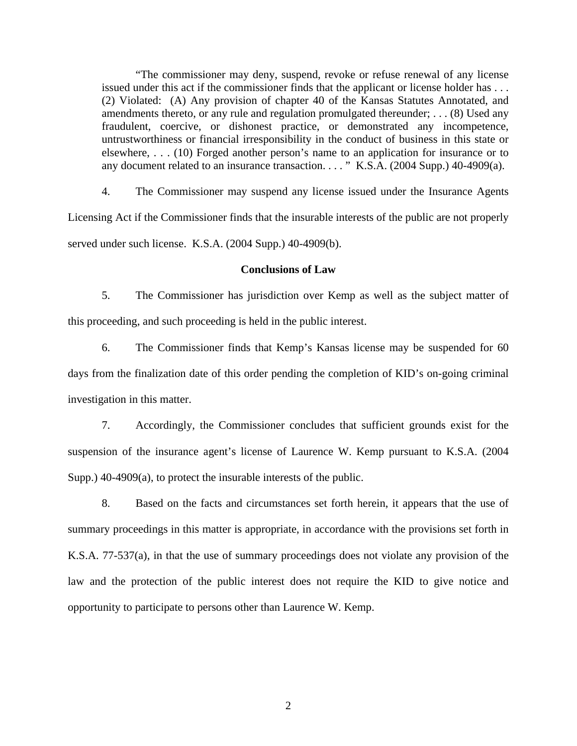> "The commissioner may deny, suspend, revoke or refuse renewal of any license issued under this act if the commissioner finds that the applicant or license holder has . . . (2) Violated: (A) Any provision of chapter 40 of the Kansas Statutes Annotated, and amendments thereto, or any rule and regulation promulgated thereunder; . . . (8) Used any fraudulent, coercive, or dishonest practice, or demonstrated any incompetence, untrustworthiness or financial irresponsibility in the conduct of business in this state or elsewhere, . . . (10) Forged another person's name to an application for insurance or to any document related to an insurance transaction. . . . " K.S.A. (2004 Supp.) 40-4909(a).

4. The Commissioner may suspend any license issued under the Insurance Agents Licensing Act if the Commissioner finds that the insurable interests of the public are not properly served under such license. K.S.A. (2004 Supp.) 40-4909(b).

**Conclusions of Law**

5. The Commissioner has jurisdiction over Kemp as well as the subject matter of this proceeding, and such proceeding is held in the public interest.

6. The Commissioner finds that Kemp's Kansas license may be suspended for 60 days from the finalization date of this order pending the completion of KID's on-going criminal investigation in this matter.

7. Accordingly, the Commissioner concludes that sufficient grounds exist for the suspension of the insurance agent's license of Laurence W. Kemp pursuant to K.S.A. (2004 Supp.) 40-4909(a), to protect the insurable interests of the public.

8. Based on the facts and circumstances set forth herein, it appears that the use of summary proceedings in this matter is appropriate, in accordance with the provisions set forth in K.S.A. 77-537(a), in that the use of summary proceedings does not violate any provision of the law and the protection of the public interest does not require the KID to give notice and opportunity to participate to persons other than Laurence W. Kemp.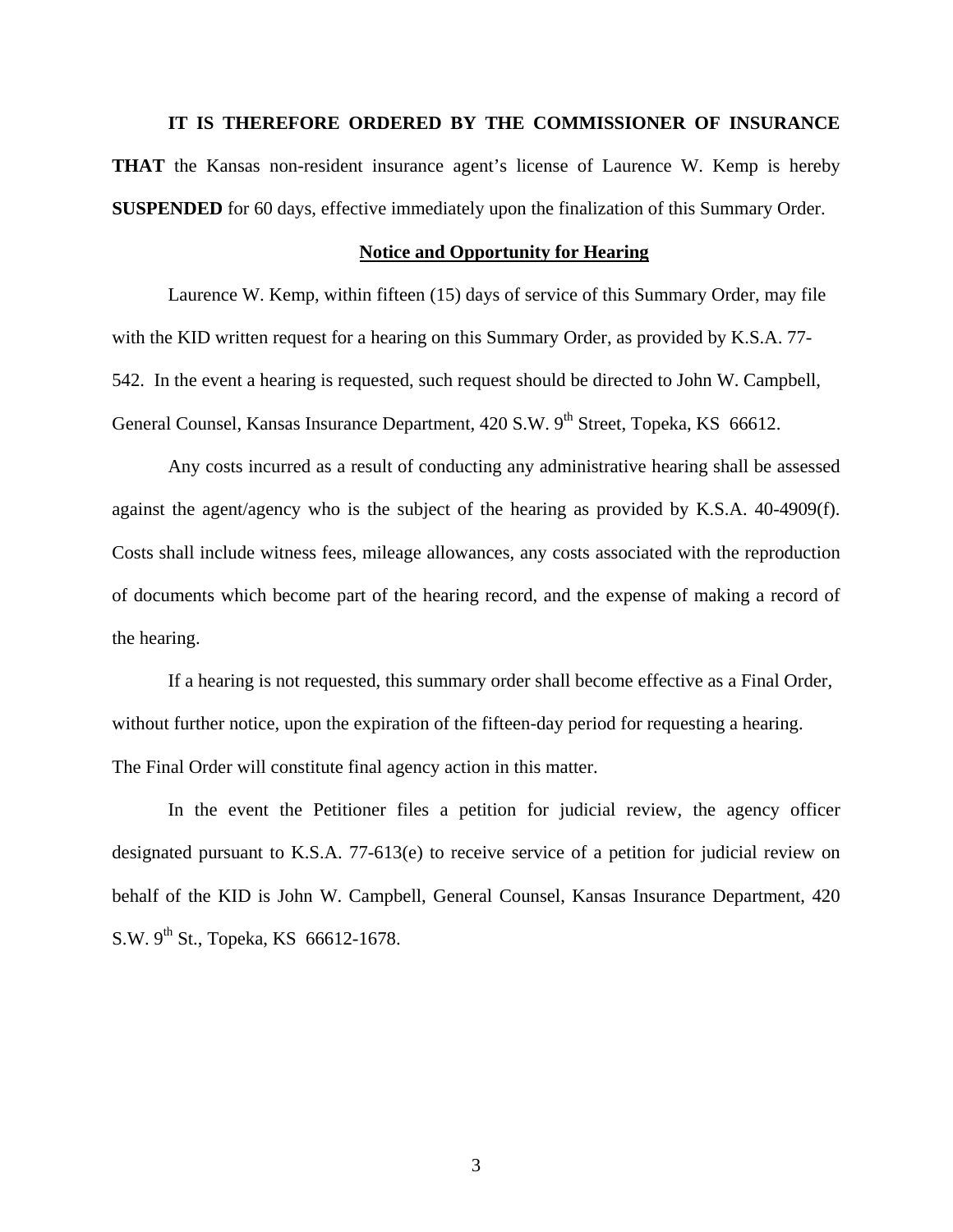**IT IS THEREFORE ORDERED BY THE COMMISSIONER OF INSURANCE THAT** the Kansas non-resident insurance agent's license of Laurence W. Kemp is hereby **SUSPENDED** for 60 days, effective immediately upon the finalization of this Summary Order.

**Notice and Opportunity for Hearing**

Laurence W. Kemp, within fifteen (15) days of service of this Summary Order, may file with the KID written request for a hearing on this Summary Order, as provided by K.S.A. 77-542. In the event a hearing is requested, such request should be directed to John W. Campbell, General Counsel, Kansas Insurance Department, 420 S.W. 9th Street, Topeka, KS 66612.

Any costs incurred as a result of conducting any administrative hearing shall be assessed against the agent/agency who is the subject of the hearing as provided by K.S.A. 40-4909(f). Costs shall include witness fees, mileage allowances, any costs associated with the reproduction of documents which become part of the hearing record, and the expense of making a record of the hearing.

If a hearing is not requested, this summary order shall become effective as a Final Order, without further notice, upon the expiration of the fifteen-day period for requesting a hearing. The Final Order will constitute final agency action in this matter.

In the event the Petitioner files a petition for judicial review, the agency officer designated pursuant to K.S.A. 77-613(e) to receive service of a petition for judicial review on behalf of the KID is John W. Campbell, General Counsel, Kansas Insurance Department, 420 S.W. 9th St., Topeka, KS 66612-1678.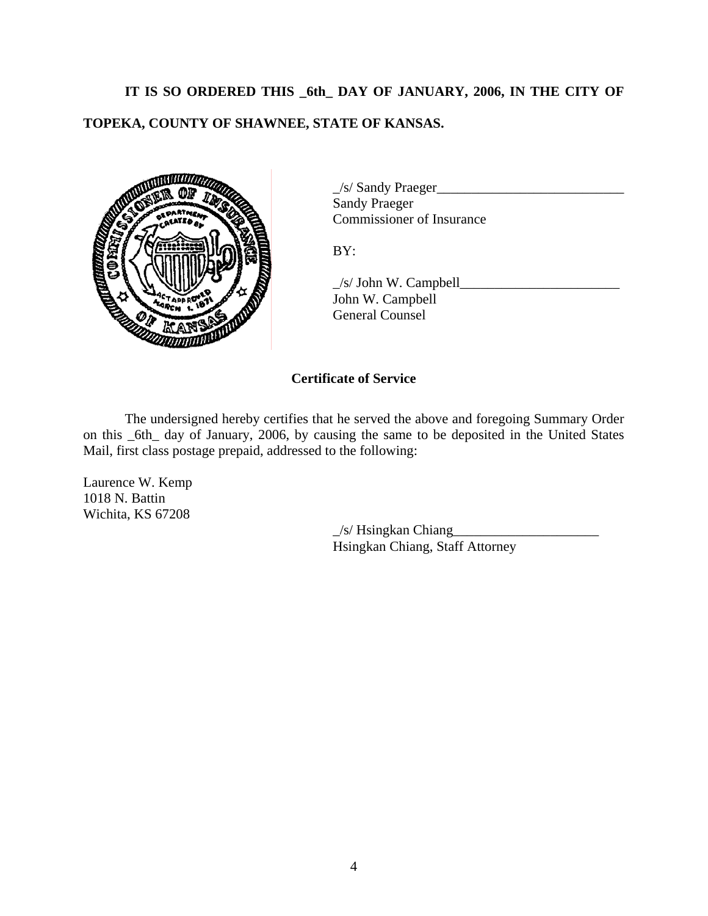**IT IS SO ORDERED THIS _6th_ DAY OF JANUARY, 2006, IN THE CITY OF TOPEKA, COUNTY OF SHAWNEE, STATE OF KANSAS.**

_/s/ Sandy Praeger___________________________
Sandy Praeger
Commissioner of Insurance

BY:

_/s/ John W. Campbell_______________________
John W. Campbell
General Counsel

**Certificate of Service**

The undersigned hereby certifies that he served the above and foregoing Summary Order on this _6th_ day of January, 2006, by causing the same to be deposited in the United States Mail, first class postage prepaid, addressed to the following:

Laurence W. Kemp
1018 N. Battin
Wichita, KS 67208

_/s/ Hsingkan Chiang_____________________
Hsingkan Chiang, Staff Attorney